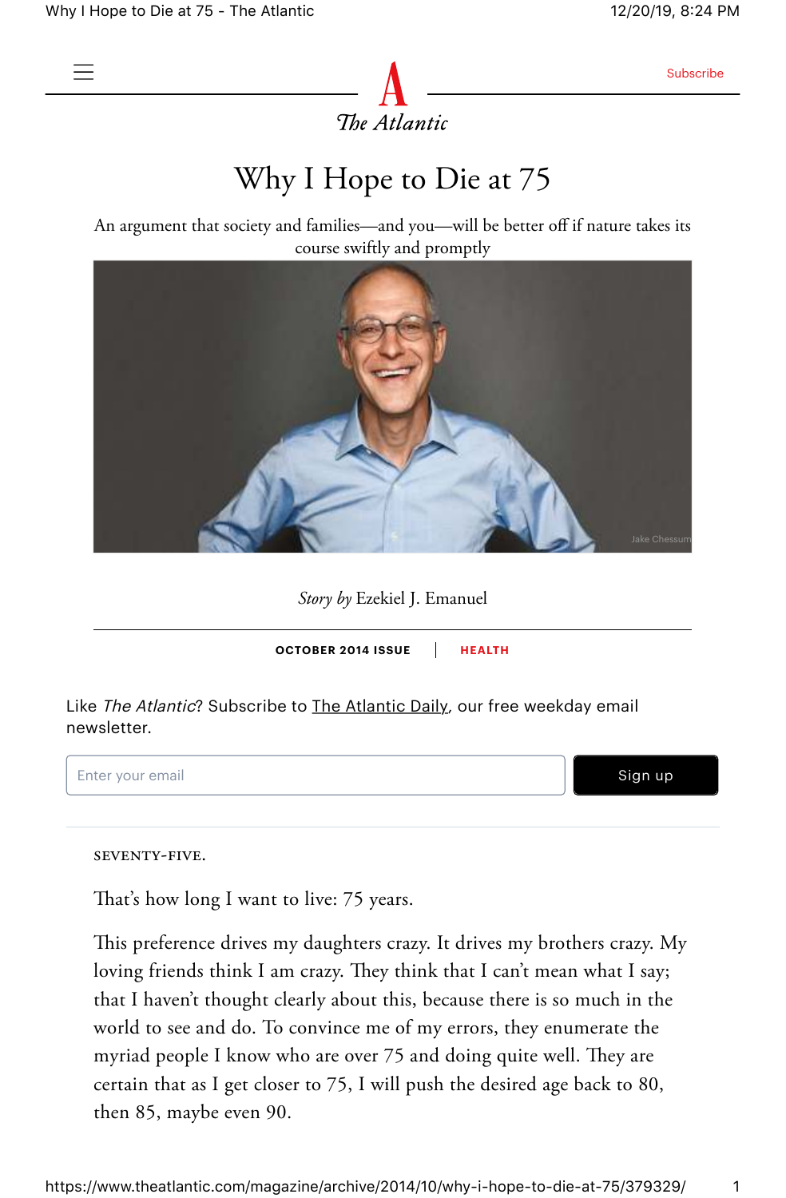# Why I Hope to Die at 75

An argument that society and families—and you—will be better off if nature takes its course swiftly and promptly

Jake Chessum

*Story by* Ezekiel J. Emanuel

OCTOBER 2014 ISSUE | HEALTH

Like *The Atlantic*? Subscribe to The Atlantic Daily, our free weekday email newsletter.

SEVENTY-FIVE.

That's how long I want to live: 75 years.

This preference drives my daughters crazy. It drives my brothers crazy. My loving friends think I am crazy. They think that I can't mean what I say; that I haven't thought clearly about this, because there is so much in the world to see and do. To convince me of my errors, they enumerate the myriad people I know who are over 75 and doing quite well. They are certain that as I get closer to 75, I will push the desired age back to 80, then 85, maybe even 90.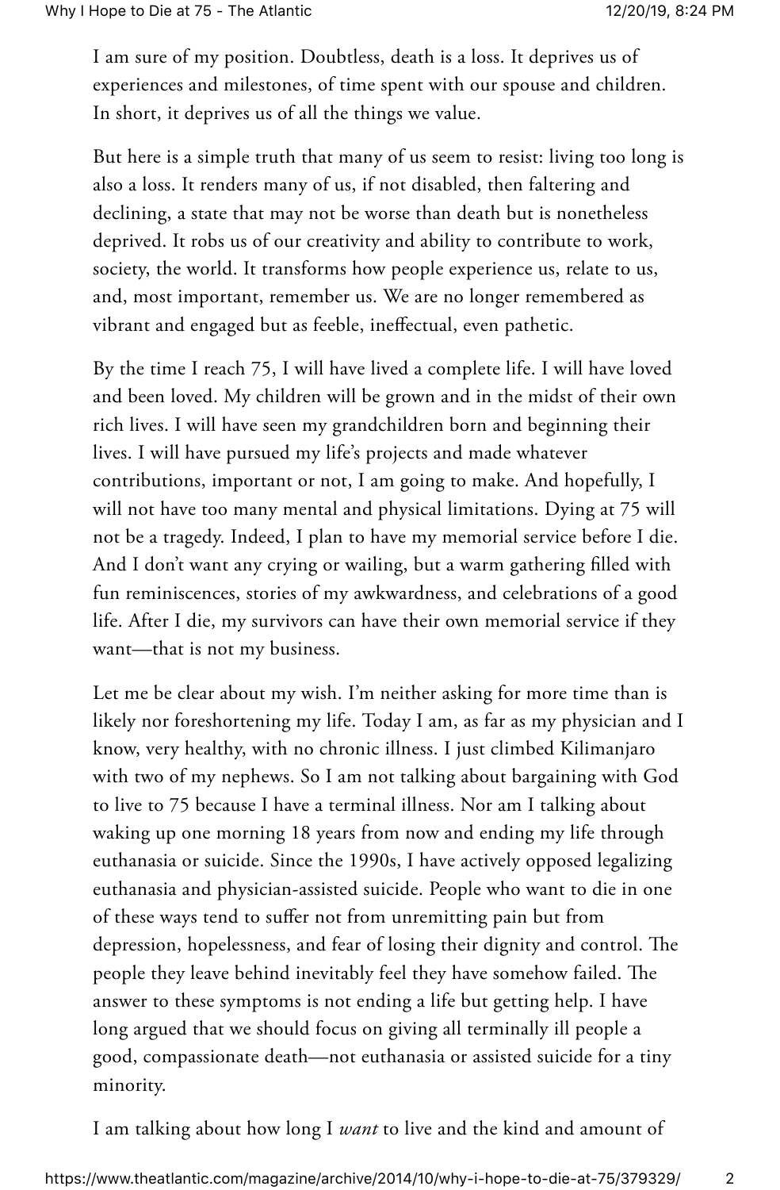I am sure of my position. Doubtless, death is a loss. It deprives us of experiences and milestones, of time spent with our spouse and children. In short, it deprives us of all the things we value.

But here is a simple truth that many of us seem to resist: living too long is also a loss. It renders many of us, if not disabled, then faltering and declining, a state that may not be worse than death but is nonetheless deprived. It robs us of our creativity and ability to contribute to work, society, the world. It transforms how people experience us, relate to us, and, most important, remember us. We are no longer remembered as vibrant and engaged but as feeble, ineffectual, even pathetic.

By the time I reach 75, I will have lived a complete life. I will have loved and been loved. My children will be grown and in the midst of their own rich lives. I will have seen my grandchildren born and beginning their lives. I will have pursued my life's projects and made whatever contributions, important or not, I am going to make. And hopefully, I will not have too many mental and physical limitations. Dying at 75 will not be a tragedy. Indeed, I plan to have my memorial service before I die. And I don't want any crying or wailing, but a warm gathering filled with fun reminiscences, stories of my awkwardness, and celebrations of a good life. After I die, my survivors can have their own memorial service if they want—that is not my business.

Let me be clear about my wish. I'm neither asking for more time than is likely nor foreshortening my life. Today I am, as far as my physician and I know, very healthy, with no chronic illness. I just climbed Kilimanjaro with two of my nephews. So I am not talking about bargaining with God to live to 75 because I have a terminal illness. Nor am I talking about waking up one morning 18 years from now and ending my life through euthanasia or suicide. Since the 1990s, I have actively opposed legalizing euthanasia and physician-assisted suicide. People who want to die in one of these ways tend to suffer not from unremitting pain but from depression, hopelessness, and fear of losing their dignity and control. The people they leave behind inevitably feel they have somehow failed. The answer to these symptoms is not ending a life but getting help. I have long argued that we should focus on giving all terminally ill people a good, compassionate death—not euthanasia or assisted suicide for a tiny minority.

I am talking about how long I *want* to live and the kind and amount of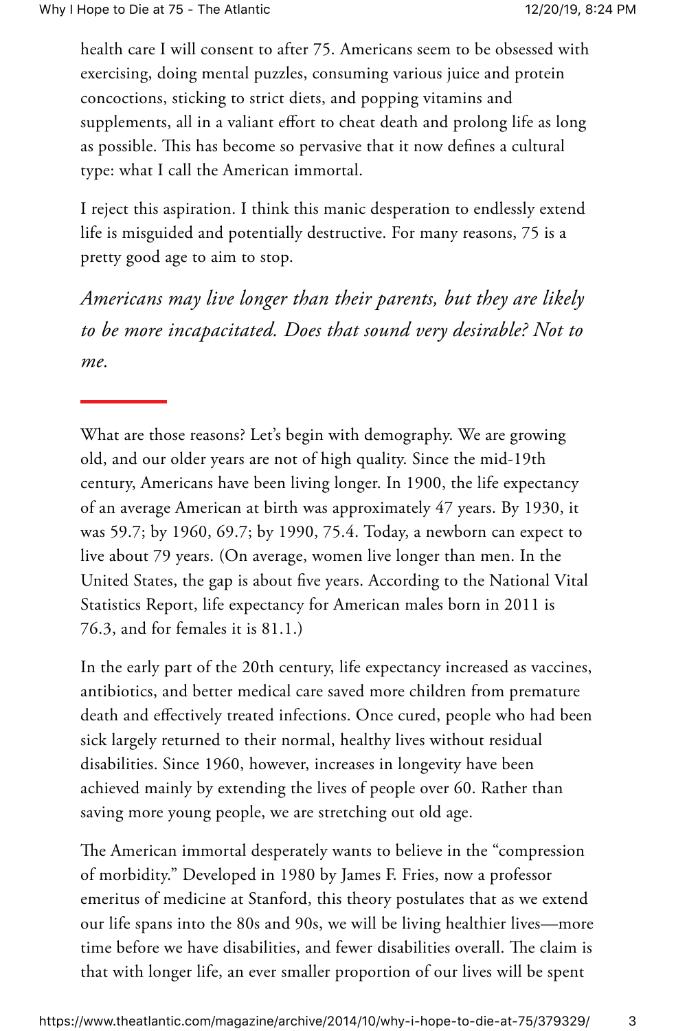health care I will consent to after 75. Americans seem to be obsessed with exercising, doing mental puzzles, consuming various juice and protein concoctions, sticking to strict diets, and popping vitamins and supplements, all in a valiant effort to cheat death and prolong life as long as possible. This has become so pervasive that it now defines a cultural type: what I call the American immortal.

I reject this aspiration. I think this manic desperation to endlessly extend life is misguided and potentially destructive. For many reasons, 75 is a pretty good age to aim to stop.

*Americans may live longer than their parents, but they are likely to be more incapacitated. Does that sound very desirable? Not to me.*

What are those reasons? Let's begin with demography. We are growing old, and our older years are not of high quality. Since the mid-19th century, Americans have been living longer. In 1900, the life expectancy of an average American at birth was approximately 47 years. By 1930, it was 59.7; by 1960, 69.7; by 1990, 75.4. Today, a newborn can expect to live about 79 years. (On average, women live longer than men. In the United States, the gap is about five years. According to the National Vital Statistics Report, life expectancy for American males born in 2011 is 76.3, and for females it is 81.1.)

In the early part of the 20th century, life expectancy increased as vaccines, antibiotics, and better medical care saved more children from premature death and effectively treated infections. Once cured, people who had been sick largely returned to their normal, healthy lives without residual disabilities. Since 1960, however, increases in longevity have been achieved mainly by extending the lives of people over 60. Rather than saving more young people, we are stretching out old age.

The American immortal desperately wants to believe in the "compression of morbidity." Developed in 1980 by James F. Fries, now a professor emeritus of medicine at Stanford, this theory postulates that as we extend our life spans into the 80s and 90s, we will be living healthier lives—more time before we have disabilities, and fewer disabilities overall. The claim is that with longer life, an ever smaller proportion of our lives will be spent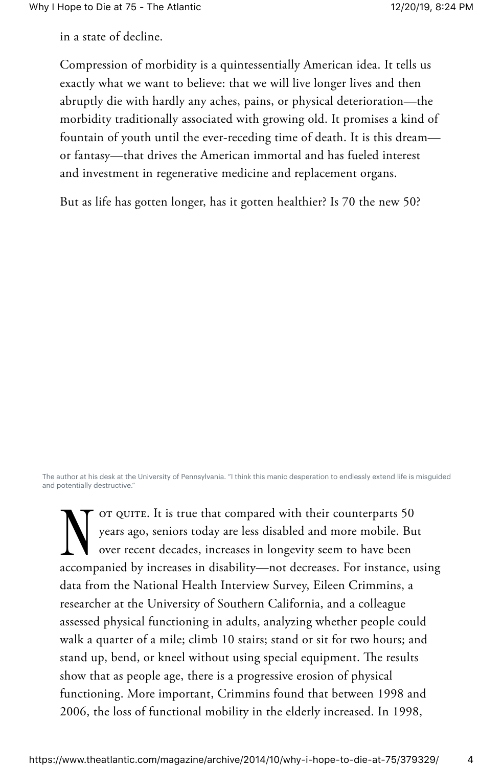in a state of decline.

Compression of morbidity is a quintessentially American idea. It tells us exactly what we want to believe: that we will live longer lives and then abruptly die with hardly any aches, pains, or physical deterioration—the morbidity traditionally associated with growing old. It promises a kind of fountain of youth until the ever-receding time of death. It is this dream—or fantasy—that drives the American immortal and has fueled interest and investment in regenerative medicine and replacement organs.

But as life has gotten longer, has it gotten healthier? Is 70 the new 50?

The author at his desk at the University of Pennsylvania. "I think this manic desperation to endlessly extend life is misguided and potentially destructive."

NOT QUITE. It is true that compared with their counterparts 50 years ago, seniors today are less disabled and more mobile. But over recent decades, increases in longevity seem to have been accompanied by increases in disability—not decreases. For instance, using data from the National Health Interview Survey, Eileen Crimmins, a researcher at the University of Southern California, and a colleague assessed physical functioning in adults, analyzing whether people could walk a quarter of a mile; climb 10 stairs; stand or sit for two hours; and stand up, bend, or kneel without using special equipment. The results show that as people age, there is a progressive erosion of physical functioning. More important, Crimmins found that between 1998 and 2006, the loss of functional mobility in the elderly increased. In 1998,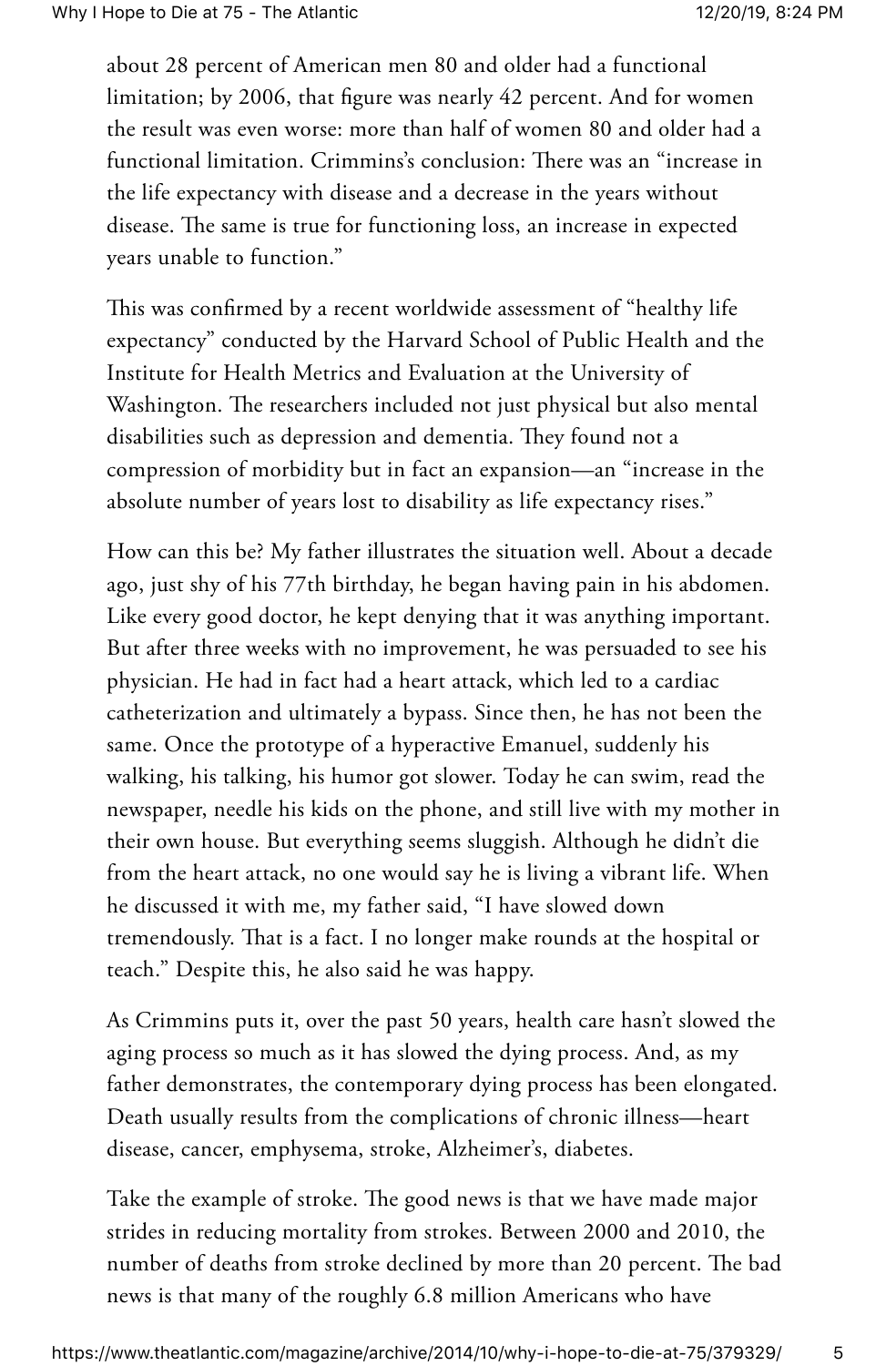about 28 percent of American men 80 and older had a functional limitation; by 2006, that figure was nearly 42 percent. And for women the result was even worse: more than half of women 80 and older had a functional limitation. Crimmins's conclusion: There was an "increase in the life expectancy with disease and a decrease in the years without disease. The same is true for functioning loss, an increase in expected years unable to function."

This was confirmed by a recent worldwide assessment of "healthy life expectancy" conducted by the Harvard School of Public Health and the Institute for Health Metrics and Evaluation at the University of Washington. The researchers included not just physical but also mental disabilities such as depression and dementia. They found not a compression of morbidity but in fact an expansion—an "increase in the absolute number of years lost to disability as life expectancy rises."

How can this be? My father illustrates the situation well. About a decade ago, just shy of his 77th birthday, he began having pain in his abdomen. Like every good doctor, he kept denying that it was anything important. But after three weeks with no improvement, he was persuaded to see his physician. He had in fact had a heart attack, which led to a cardiac catheterization and ultimately a bypass. Since then, he has not been the same. Once the prototype of a hyperactive Emanuel, suddenly his walking, his talking, his humor got slower. Today he can swim, read the newspaper, needle his kids on the phone, and still live with my mother in their own house. But everything seems sluggish. Although he didn't die from the heart attack, no one would say he is living a vibrant life. When he discussed it with me, my father said, "I have slowed down tremendously. That is a fact. I no longer make rounds at the hospital or teach." Despite this, he also said he was happy.

As Crimmins puts it, over the past 50 years, health care hasn't slowed the aging process so much as it has slowed the dying process. And, as my father demonstrates, the contemporary dying process has been elongated. Death usually results from the complications of chronic illness—heart disease, cancer, emphysema, stroke, Alzheimer's, diabetes.

Take the example of stroke. The good news is that we have made major strides in reducing mortality from strokes. Between 2000 and 2010, the number of deaths from stroke declined by more than 20 percent. The bad news is that many of the roughly 6.8 million Americans who have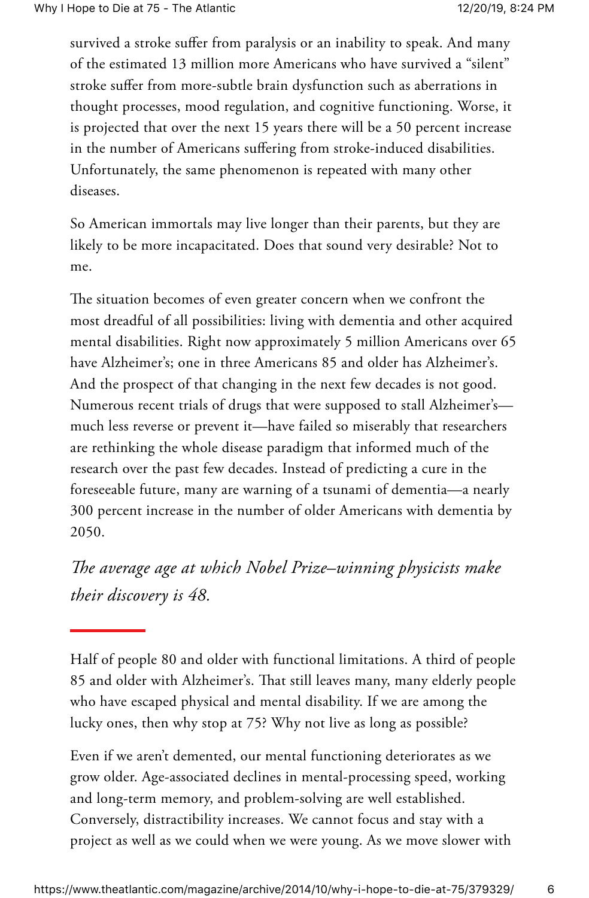survived a stroke suffer from paralysis or an inability to speak. And many of the estimated 13 million more Americans who have survived a "silent" stroke suffer from more-subtle brain dysfunction such as aberrations in thought processes, mood regulation, and cognitive functioning. Worse, it is projected that over the next 15 years there will be a 50 percent increase in the number of Americans suffering from stroke-induced disabilities. Unfortunately, the same phenomenon is repeated with many other diseases.

So American immortals may live longer than their parents, but they are likely to be more incapacitated. Does that sound very desirable? Not to me.

The situation becomes of even greater concern when we confront the most dreadful of all possibilities: living with dementia and other acquired mental disabilities. Right now approximately 5 million Americans over 65 have Alzheimer's; one in three Americans 85 and older has Alzheimer's. And the prospect of that changing in the next few decades is not good. Numerous recent trials of drugs that were supposed to stall Alzheimer's—much less reverse or prevent it—have failed so miserably that researchers are rethinking the whole disease paradigm that informed much of the research over the past few decades. Instead of predicting a cure in the foreseeable future, many are warning of a tsunami of dementia—a nearly 300 percent increase in the number of older Americans with dementia by 2050.

*The average age at which Nobel Prize–winning physicists make their discovery is 48.*

Half of people 80 and older with functional limitations. A third of people 85 and older with Alzheimer's. That still leaves many, many elderly people who have escaped physical and mental disability. If we are among the lucky ones, then why stop at 75? Why not live as long as possible?

Even if we aren't demented, our mental functioning deteriorates as we grow older. Age-associated declines in mental-processing speed, working and long-term memory, and problem-solving are well established. Conversely, distractibility increases. We cannot focus and stay with a project as well as we could when we were young. As we move slower with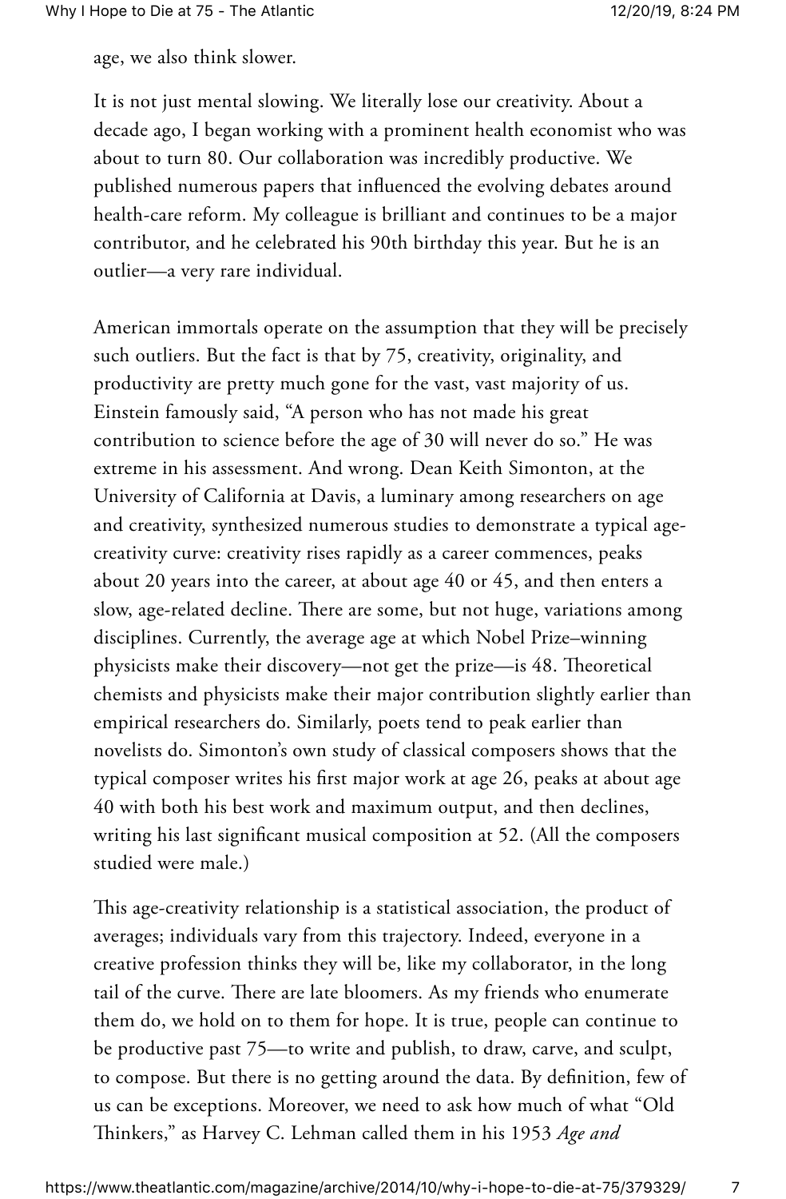age, we also think slower.

It is not just mental slowing. We literally lose our creativity. About a decade ago, I began working with a prominent health economist who was about to turn 80. Our collaboration was incredibly productive. We published numerous papers that influenced the evolving debates around health-care reform. My colleague is brilliant and continues to be a major contributor, and he celebrated his 90th birthday this year. But he is an outlier—a very rare individual.

American immortals operate on the assumption that they will be precisely such outliers. But the fact is that by 75, creativity, originality, and productivity are pretty much gone for the vast, vast majority of us. Einstein famously said, "A person who has not made his great contribution to science before the age of 30 will never do so." He was extreme in his assessment. And wrong. Dean Keith Simonton, at the University of California at Davis, a luminary among researchers on age and creativity, synthesized numerous studies to demonstrate a typical age-creativity curve: creativity rises rapidly as a career commences, peaks about 20 years into the career, at about age 40 or 45, and then enters a slow, age-related decline. There are some, but not huge, variations among disciplines. Currently, the average age at which Nobel Prize–winning physicists make their discovery—not get the prize—is 48. Theoretical chemists and physicists make their major contribution slightly earlier than empirical researchers do. Similarly, poets tend to peak earlier than novelists do. Simonton's own study of classical composers shows that the typical composer writes his first major work at age 26, peaks at about age 40 with both his best work and maximum output, and then declines, writing his last significant musical composition at 52. (All the composers studied were male.)

This age-creativity relationship is a statistical association, the product of averages; individuals vary from this trajectory. Indeed, everyone in a creative profession thinks they will be, like my collaborator, in the long tail of the curve. There are late bloomers. As my friends who enumerate them do, we hold on to them for hope. It is true, people can continue to be productive past 75—to write and publish, to draw, carve, and sculpt, to compose. But there is no getting around the data. By definition, few of us can be exceptions. Moreover, we need to ask how much of what "Old Thinkers," as Harvey C. Lehman called them in his 1953 *Age and*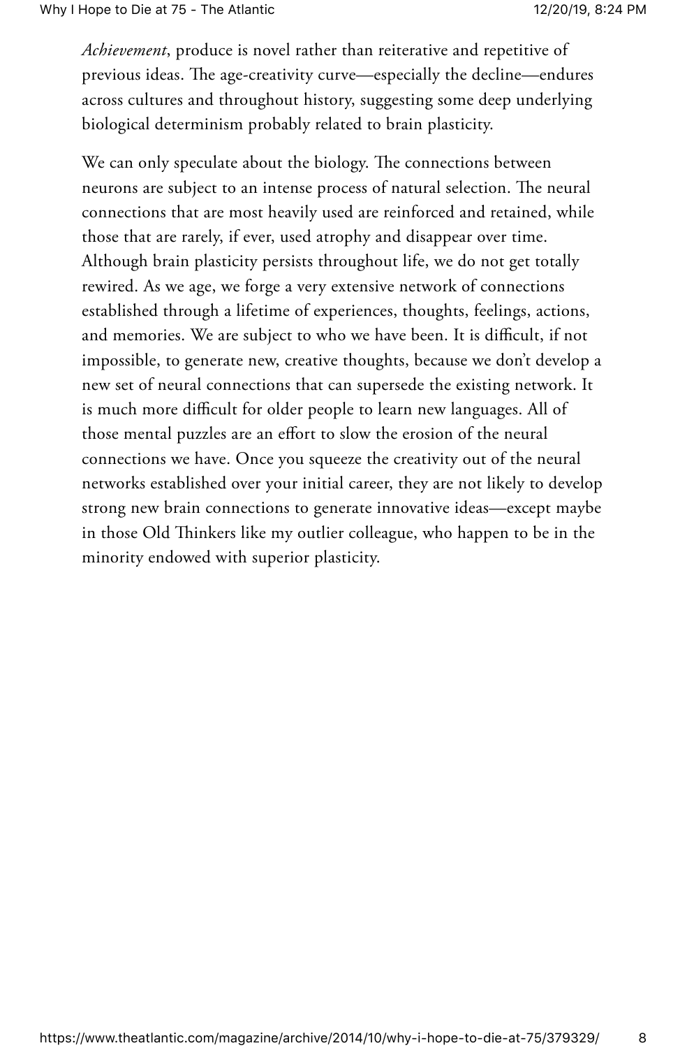*Achievement*, produce is novel rather than reiterative and repetitive of previous ideas. The age-creativity curve—especially the decline—endures across cultures and throughout history, suggesting some deep underlying biological determinism probably related to brain plasticity.

We can only speculate about the biology. The connections between neurons are subject to an intense process of natural selection. The neural connections that are most heavily used are reinforced and retained, while those that are rarely, if ever, used atrophy and disappear over time. Although brain plasticity persists throughout life, we do not get totally rewired. As we age, we forge a very extensive network of connections established through a lifetime of experiences, thoughts, feelings, actions, and memories. We are subject to who we have been. It is difficult, if not impossible, to generate new, creative thoughts, because we don't develop a new set of neural connections that can supersede the existing network. It is much more difficult for older people to learn new languages. All of those mental puzzles are an effort to slow the erosion of the neural connections we have. Once you squeeze the creativity out of the neural networks established over your initial career, they are not likely to develop strong new brain connections to generate innovative ideas—except maybe in those Old Thinkers like my outlier colleague, who happen to be in the minority endowed with superior plasticity.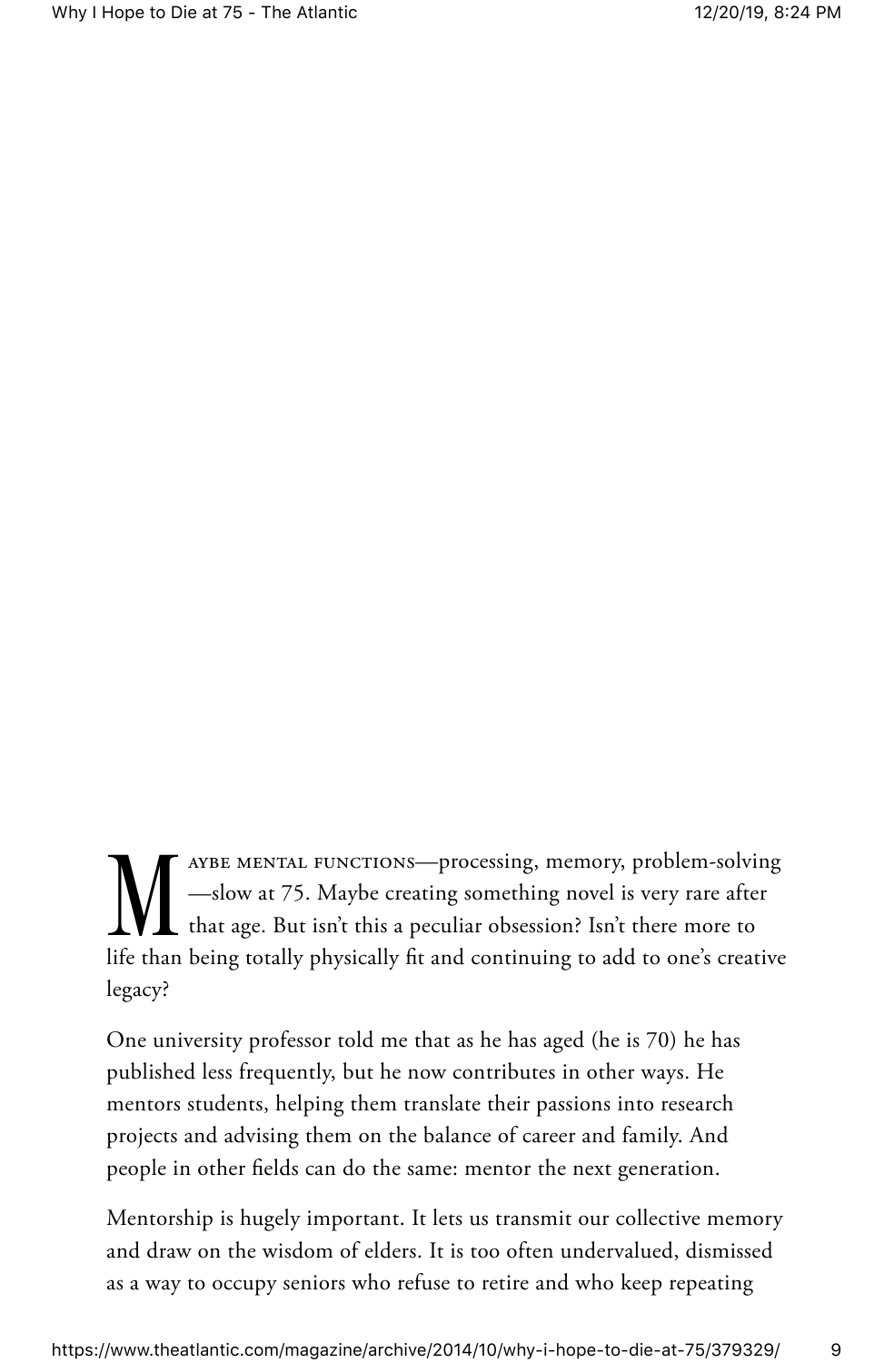Maybe mental functions—processing, memory, problem-solving—slow at 75. Maybe creating something novel is very rare after that age. But isn't this a peculiar obsession? Isn't there more to life than being totally physically fit and continuing to add to one's creative legacy?

One university professor told me that as he has aged (he is 70) he has published less frequently, but he now contributes in other ways. He mentors students, helping them translate their passions into research projects and advising them on the balance of career and family. And people in other fields can do the same: mentor the next generation.

Mentorship is hugely important. It lets us transmit our collective memory and draw on the wisdom of elders. It is too often undervalued, dismissed as a way to occupy seniors who refuse to retire and who keep repeating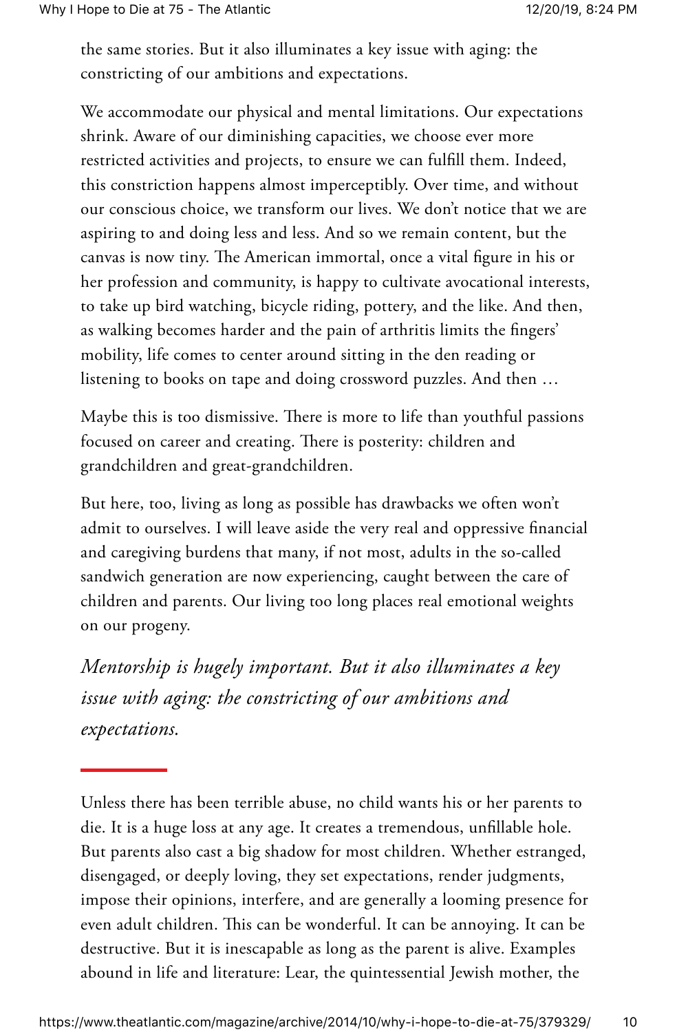the same stories. But it also illuminates a key issue with aging: the constricting of our ambitions and expectations.

We accommodate our physical and mental limitations. Our expectations shrink. Aware of our diminishing capacities, we choose ever more restricted activities and projects, to ensure we can fulfill them. Indeed, this constriction happens almost imperceptibly. Over time, and without our conscious choice, we transform our lives. We don't notice that we are aspiring to and doing less and less. And so we remain content, but the canvas is now tiny. The American immortal, once a vital figure in his or her profession and community, is happy to cultivate avocational interests, to take up bird watching, bicycle riding, pottery, and the like. And then, as walking becomes harder and the pain of arthritis limits the fingers' mobility, life comes to center around sitting in the den reading or listening to books on tape and doing crossword puzzles. And then …

Maybe this is too dismissive. There is more to life than youthful passions focused on career and creating. There is posterity: children and grandchildren and great-grandchildren.

But here, too, living as long as possible has drawbacks we often won't admit to ourselves. I will leave aside the very real and oppressive financial and caregiving burdens that many, if not most, adults in the so-called sandwich generation are now experiencing, caught between the care of children and parents. Our living too long places real emotional weights on our progeny.

*Mentorship is hugely important. But it also illuminates a key issue with aging: the constricting of our ambitions and expectations.*

Unless there has been terrible abuse, no child wants his or her parents to die. It is a huge loss at any age. It creates a tremendous, unfillable hole. But parents also cast a big shadow for most children. Whether estranged, disengaged, or deeply loving, they set expectations, render judgments, impose their opinions, interfere, and are generally a looming presence for even adult children. This can be wonderful. It can be annoying. It can be destructive. But it is inescapable as long as the parent is alive. Examples abound in life and literature: Lear, the quintessential Jewish mother, the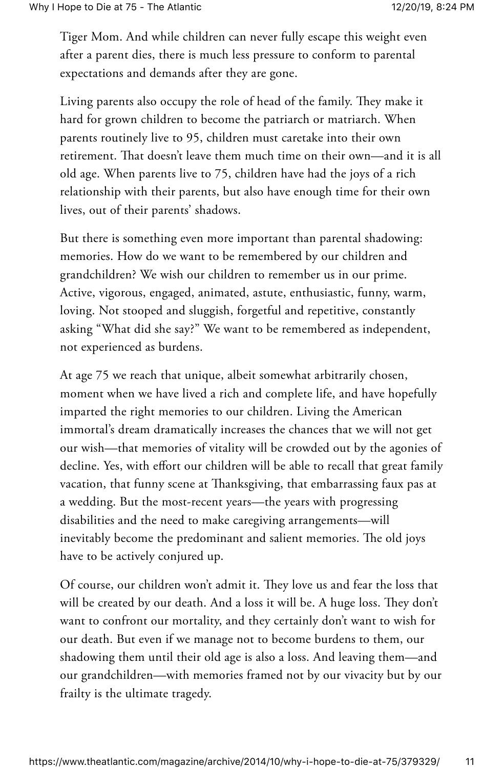Tiger Mom. And while children can never fully escape this weight even after a parent dies, there is much less pressure to conform to parental expectations and demands after they are gone.

Living parents also occupy the role of head of the family. They make it hard for grown children to become the patriarch or matriarch. When parents routinely live to 95, children must caretake into their own retirement. That doesn't leave them much time on their own—and it is all old age. When parents live to 75, children have had the joys of a rich relationship with their parents, but also have enough time for their own lives, out of their parents' shadows.

But there is something even more important than parental shadowing: memories. How do we want to be remembered by our children and grandchildren? We wish our children to remember us in our prime. Active, vigorous, engaged, animated, astute, enthusiastic, funny, warm, loving. Not stooped and sluggish, forgetful and repetitive, constantly asking "What did she say?" We want to be remembered as independent, not experienced as burdens.

At age 75 we reach that unique, albeit somewhat arbitrarily chosen, moment when we have lived a rich and complete life, and have hopefully imparted the right memories to our children. Living the American immortal's dream dramatically increases the chances that we will not get our wish—that memories of vitality will be crowded out by the agonies of decline. Yes, with effort our children will be able to recall that great family vacation, that funny scene at Thanksgiving, that embarrassing faux pas at a wedding. But the most-recent years—the years with progressing disabilities and the need to make caregiving arrangements—will inevitably become the predominant and salient memories. The old joys have to be actively conjured up.

Of course, our children won't admit it. They love us and fear the loss that will be created by our death. And a loss it will be. A huge loss. They don't want to confront our mortality, and they certainly don't want to wish for our death. But even if we manage not to become burdens to them, our shadowing them until their old age is also a loss. And leaving them—and our grandchildren—with memories framed not by our vivacity but by our frailty is the ultimate tragedy.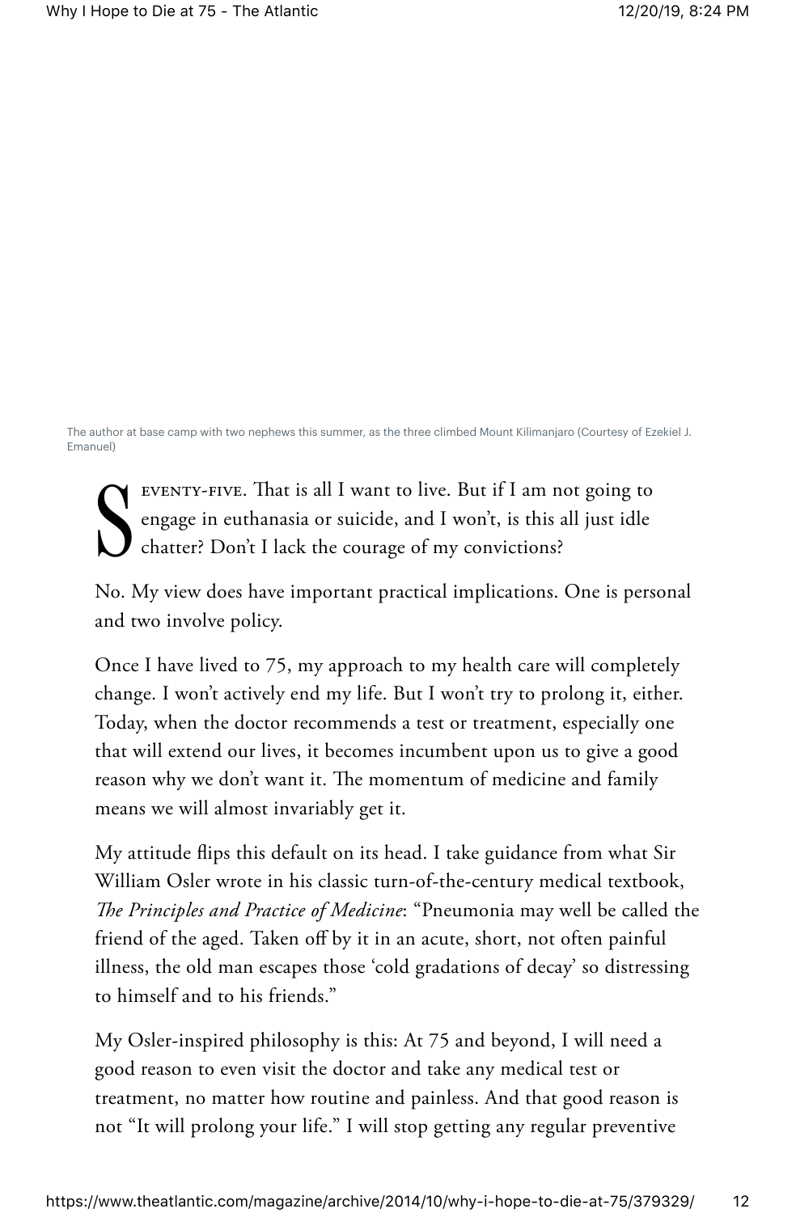The author at base camp with two nephews this summer, as the three climbed Mount Kilimanjaro (Courtesy of Ezekiel J. Emanuel)

Seventy-five. That is all I want to live. But if I am not going to engage in euthanasia or suicide, and I won't, is this all just idle chatter? Don't I lack the courage of my convictions?

No. My view does have important practical implications. One is personal and two involve policy.

Once I have lived to 75, my approach to my health care will completely change. I won't actively end my life. But I won't try to prolong it, either. Today, when the doctor recommends a test or treatment, especially one that will extend our lives, it becomes incumbent upon us to give a good reason why we don't want it. The momentum of medicine and family means we will almost invariably get it.

My attitude flips this default on its head. I take guidance from what Sir William Osler wrote in his classic turn-of-the-century medical textbook, *The Principles and Practice of Medicine*: "Pneumonia may well be called the friend of the aged. Taken off by it in an acute, short, not often painful illness, the old man escapes those 'cold gradations of decay' so distressing to himself and to his friends."

My Osler-inspired philosophy is this: At 75 and beyond, I will need a good reason to even visit the doctor and take any medical test or treatment, no matter how routine and painless. And that good reason is not "It will prolong your life." I will stop getting any regular preventive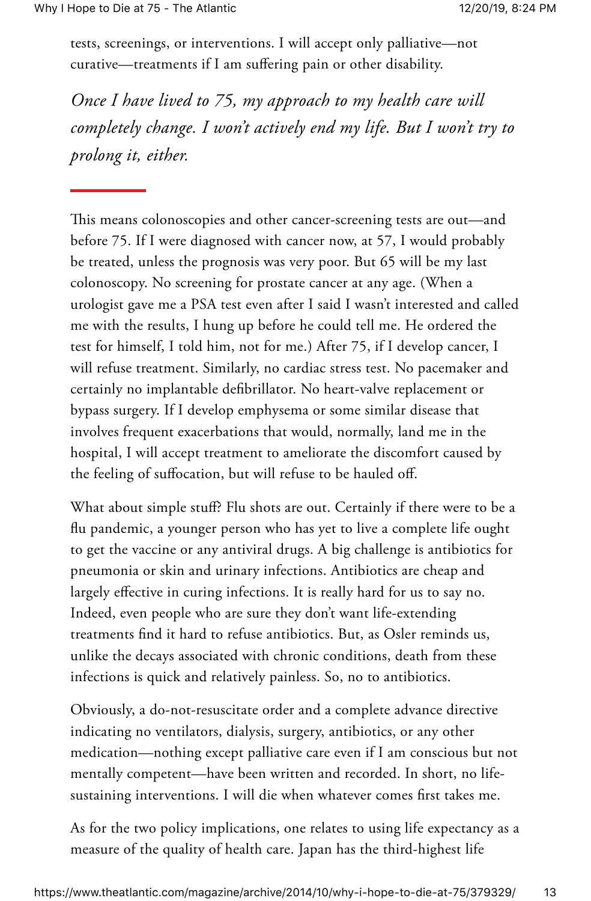tests, screenings, or interventions. I will accept only palliative—not curative—treatments if I am suffering pain or other disability.

*Once I have lived to 75, my approach to my health care will completely change. I won't actively end my life. But I won't try to prolong it, either.*

This means colonoscopies and other cancer-screening tests are out—and before 75. If I were diagnosed with cancer now, at 57, I would probably be treated, unless the prognosis was very poor. But 65 will be my last colonoscopy. No screening for prostate cancer at any age. (When a urologist gave me a PSA test even after I said I wasn't interested and called me with the results, I hung up before he could tell me. He ordered the test for himself, I told him, not for me.) After 75, if I develop cancer, I will refuse treatment. Similarly, no cardiac stress test. No pacemaker and certainly no implantable defibrillator. No heart-valve replacement or bypass surgery. If I develop emphysema or some similar disease that involves frequent exacerbations that would, normally, land me in the hospital, I will accept treatment to ameliorate the discomfort caused by the feeling of suffocation, but will refuse to be hauled off.

What about simple stuff? Flu shots are out. Certainly if there were to be a flu pandemic, a younger person who has yet to live a complete life ought to get the vaccine or any antiviral drugs. A big challenge is antibiotics for pneumonia or skin and urinary infections. Antibiotics are cheap and largely effective in curing infections. It is really hard for us to say no. Indeed, even people who are sure they don't want life-extending treatments find it hard to refuse antibiotics. But, as Osler reminds us, unlike the decays associated with chronic conditions, death from these infections is quick and relatively painless. So, no to antibiotics.

Obviously, a do-not-resuscitate order and a complete advance directive indicating no ventilators, dialysis, surgery, antibiotics, or any other medication—nothing except palliative care even if I am conscious but not mentally competent—have been written and recorded. In short, no life-sustaining interventions. I will die when whatever comes first takes me.

As for the two policy implications, one relates to using life expectancy as a measure of the quality of health care. Japan has the third-highest life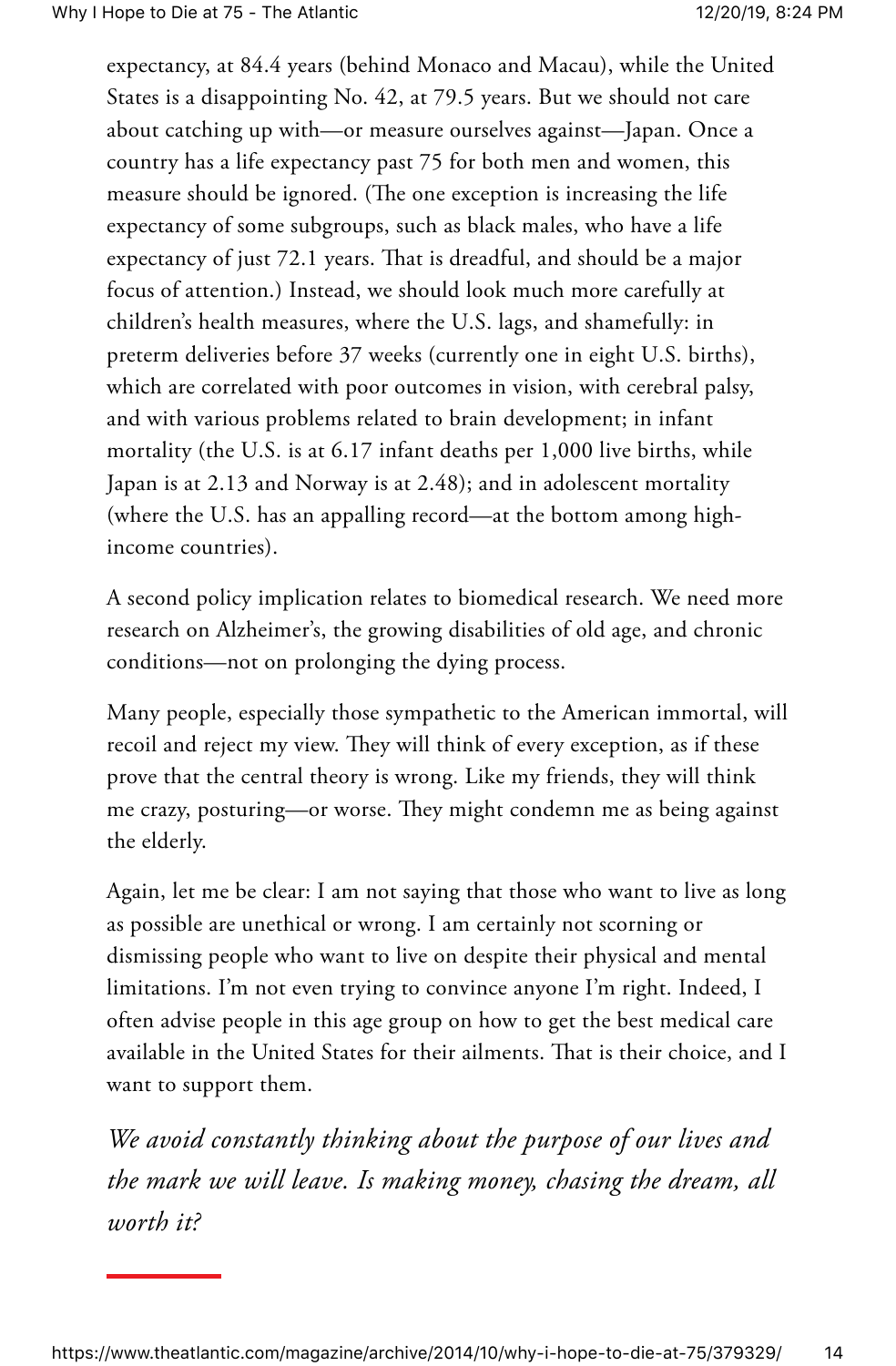expectancy, at 84.4 years (behind Monaco and Macau), while the United States is a disappointing No. 42, at 79.5 years. But we should not care about catching up with—or measure ourselves against—Japan. Once a country has a life expectancy past 75 for both men and women, this measure should be ignored. (The one exception is increasing the life expectancy of some subgroups, such as black males, who have a life expectancy of just 72.1 years. That is dreadful, and should be a major focus of attention.) Instead, we should look much more carefully at children's health measures, where the U.S. lags, and shamefully: in preterm deliveries before 37 weeks (currently one in eight U.S. births), which are correlated with poor outcomes in vision, with cerebral palsy, and with various problems related to brain development; in infant mortality (the U.S. is at 6.17 infant deaths per 1,000 live births, while Japan is at 2.13 and Norway is at 2.48); and in adolescent mortality (where the U.S. has an appalling record—at the bottom among high-income countries).

A second policy implication relates to biomedical research. We need more research on Alzheimer's, the growing disabilities of old age, and chronic conditions—not on prolonging the dying process.

Many people, especially those sympathetic to the American immortal, will recoil and reject my view. They will think of every exception, as if these prove that the central theory is wrong. Like my friends, they will think me crazy, posturing—or worse. They might condemn me as being against the elderly.

Again, let me be clear: I am not saying that those who want to live as long as possible are unethical or wrong. I am certainly not scorning or dismissing people who want to live on despite their physical and mental limitations. I'm not even trying to convince anyone I'm right. Indeed, I often advise people in this age group on how to get the best medical care available in the United States for their ailments. That is their choice, and I want to support them.

*We avoid constantly thinking about the purpose of our lives and the mark we will leave. Is making money, chasing the dream, all worth it?*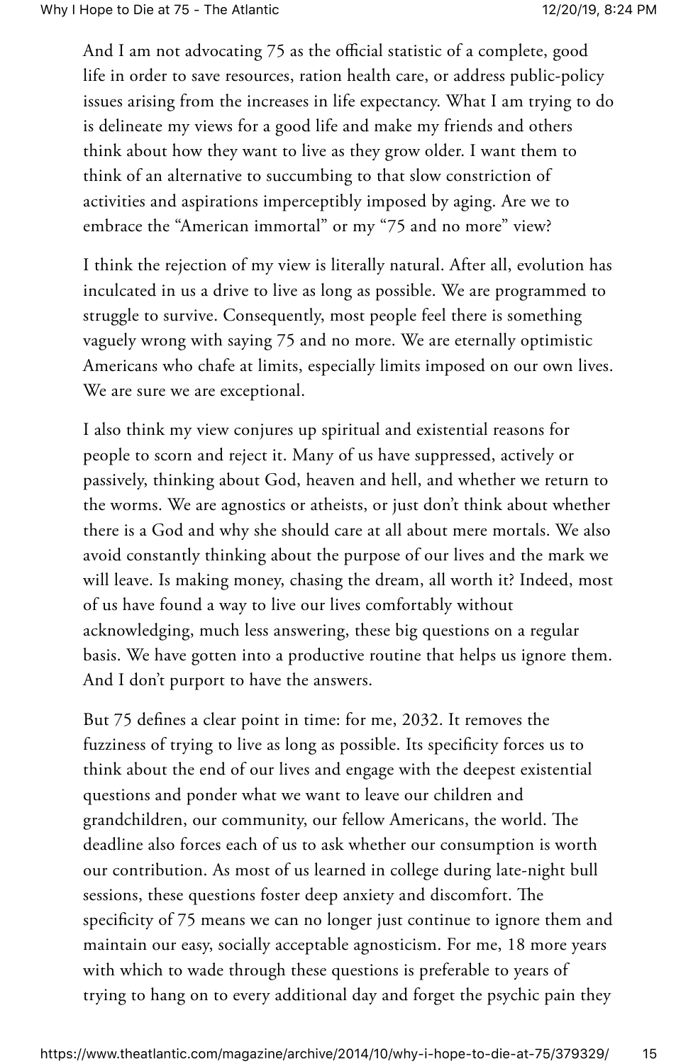And I am not advocating 75 as the official statistic of a complete, good life in order to save resources, ration health care, or address public-policy issues arising from the increases in life expectancy. What I am trying to do is delineate my views for a good life and make my friends and others think about how they want to live as they grow older. I want them to think of an alternative to succumbing to that slow constriction of activities and aspirations imperceptibly imposed by aging. Are we to embrace the "American immortal" or my "75 and no more" view?

I think the rejection of my view is literally natural. After all, evolution has inculcated in us a drive to live as long as possible. We are programmed to struggle to survive. Consequently, most people feel there is something vaguely wrong with saying 75 and no more. We are eternally optimistic Americans who chafe at limits, especially limits imposed on our own lives. We are sure we are exceptional.

I also think my view conjures up spiritual and existential reasons for people to scorn and reject it. Many of us have suppressed, actively or passively, thinking about God, heaven and hell, and whether we return to the worms. We are agnostics or atheists, or just don't think about whether there is a God and why she should care at all about mere mortals. We also avoid constantly thinking about the purpose of our lives and the mark we will leave. Is making money, chasing the dream, all worth it? Indeed, most of us have found a way to live our lives comfortably without acknowledging, much less answering, these big questions on a regular basis. We have gotten into a productive routine that helps us ignore them. And I don't purport to have the answers.

But 75 defines a clear point in time: for me, 2032. It removes the fuzziness of trying to live as long as possible. Its specificity forces us to think about the end of our lives and engage with the deepest existential questions and ponder what we want to leave our children and grandchildren, our community, our fellow Americans, the world. The deadline also forces each of us to ask whether our consumption is worth our contribution. As most of us learned in college during late-night bull sessions, these questions foster deep anxiety and discomfort. The specificity of 75 means we can no longer just continue to ignore them and maintain our easy, socially acceptable agnosticism. For me, 18 more years with which to wade through these questions is preferable to years of trying to hang on to every additional day and forget the psychic pain they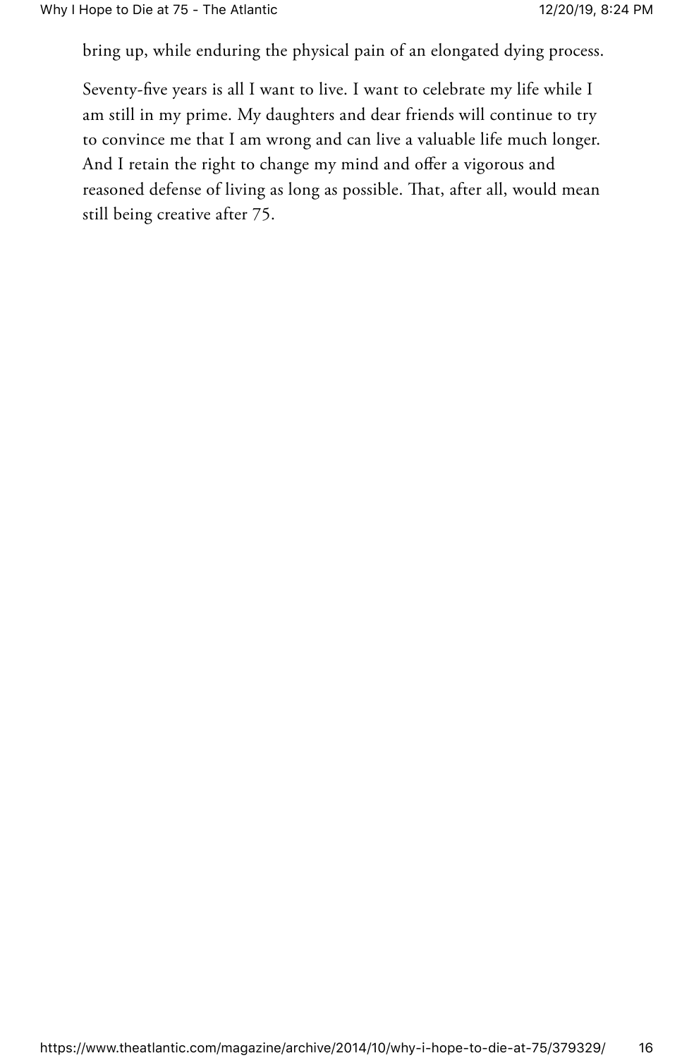bring up, while enduring the physical pain of an elongated dying process.

Seventy-five years is all I want to live. I want to celebrate my life while I am still in my prime. My daughters and dear friends will continue to try to convince me that I am wrong and can live a valuable life much longer. And I retain the right to change my mind and offer a vigorous and reasoned defense of living as long as possible. That, after all, would mean still being creative after 75.